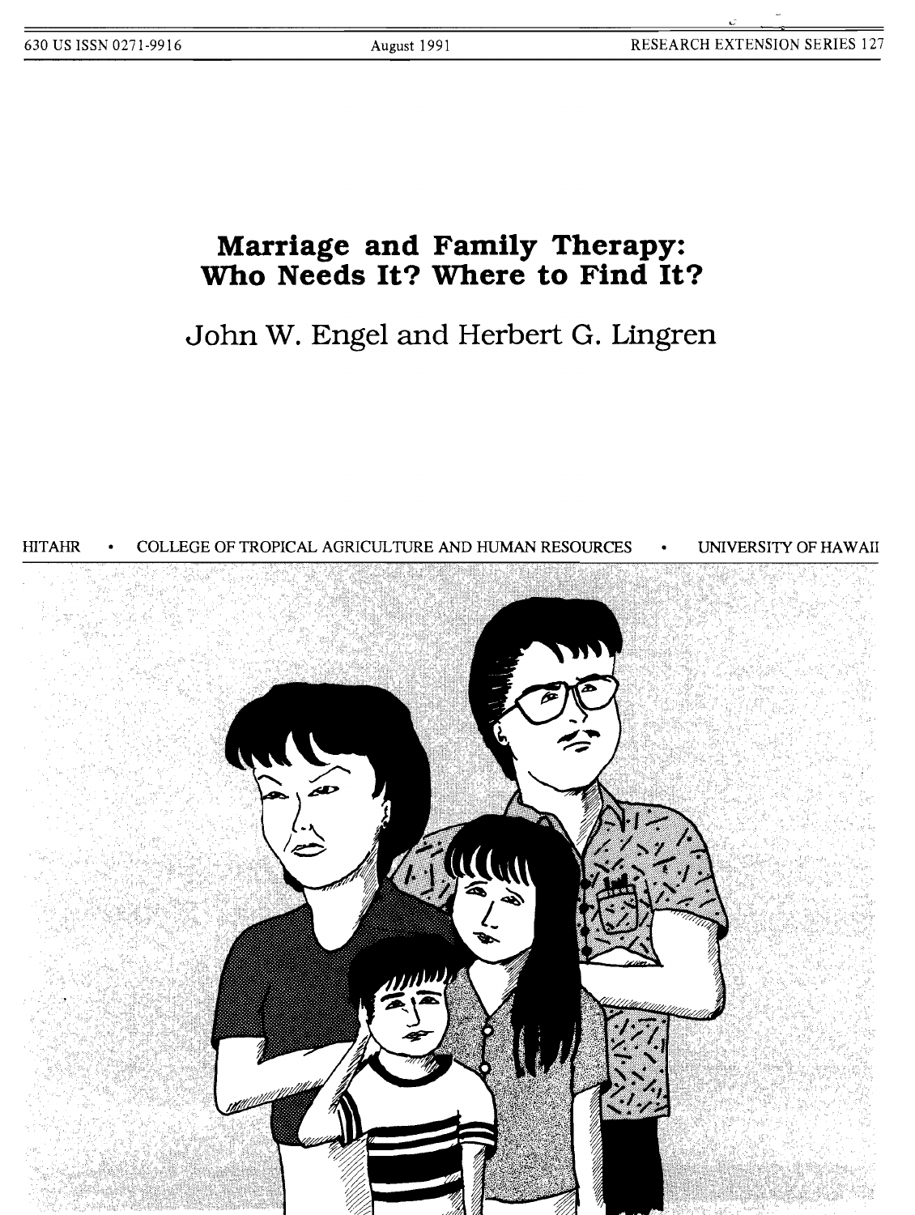630 US ISSN 0271-9916 August 1991 RESEARCH EXTENSION SERIES 127

# Marriage and Family Therapy: Who Needs It? Where to Find It?

John W. Engel and Herbert G. Lingren

HITAHR • COLLEGE OF TROPICAL AGRICULTURE AND HUMAN RESOURCES • UNIVERSITY OF HAWAII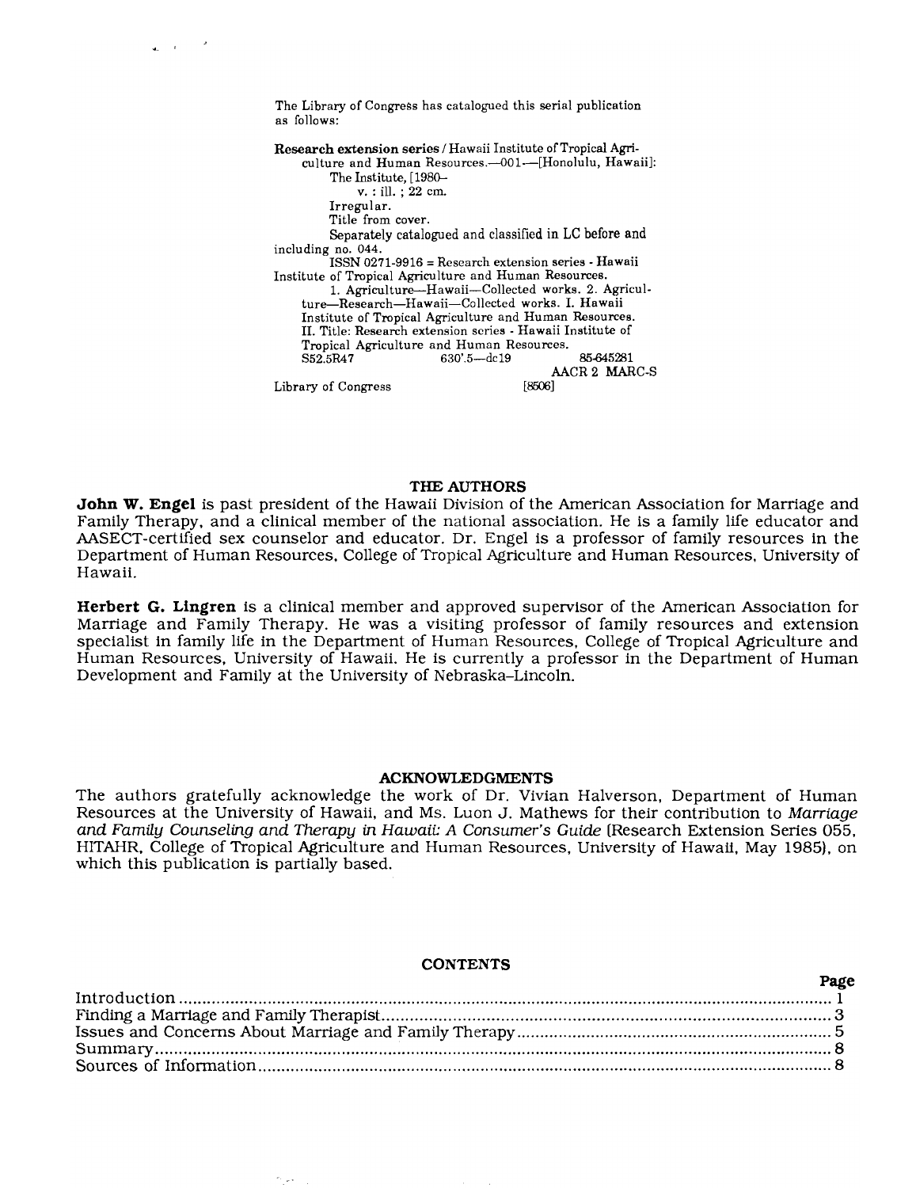The Library of Congress has catalogued this serial publication as follows:

**Research extension series** / Hawaii Institute of Tropical Agriculture and Human Resources.—001—[Honolulu, Hawaii]: The Institute, [1980–
v. : ill. ; 22 cm.
Irregular.
Title from cover.
Separately catalogued and classified in LC before and including no. 044.
ISSN 0271-9916 = Research extension series - Hawaii Institute of Tropical Agriculture and Human Resources.
1. Agriculture—Hawaii—Collected works. 2. Agriculture—Research—Hawaii—Collected works. I. Hawaii Institute of Tropical Agriculture and Human Resources. II. Title: Research extension series - Hawaii Institute of Tropical Agriculture and Human Resources.
S52.5R47 630'.5—dc19 85-645281
AACR 2 MARC-S
Library of Congress [8506]

## THE AUTHORS

**John W. Engel** is past president of the Hawaii Division of the American Association for Marriage and Family Therapy, and a clinical member of the national association. He is a family life educator and AASECT-certified sex counselor and educator. Dr. Engel is a professor of family resources in the Department of Human Resources, College of Tropical Agriculture and Human Resources, University of Hawaii.

**Herbert G. Lingren** is a clinical member and approved supervisor of the American Association for Marriage and Family Therapy. He was a visiting professor of family resources and extension specialist in family life in the Department of Human Resources, College of Tropical Agriculture and Human Resources, University of Hawaii. He is currently a professor in the Department of Human Development and Family at the University of Nebraska–Lincoln.

## ACKNOWLEDGMENTS

The authors gratefully acknowledge the work of Dr. Vivian Halverson, Department of Human Resources at the University of Hawaii, and Ms. Luon J. Mathews for their contribution to *Marriage and Family Counseling and Therapy in Hawaii: A Consumer's Guide* (Research Extension Series 055, HITAHR, College of Tropical Agriculture and Human Resources, University of Hawaii, May 1985), on which this publication is partially based.

## CONTENTS

| | Page |
|---|---|
| Introduction | 1 |
| Finding a Marriage and Family Therapist | 3 |
| Issues and Concerns About Marriage and Family Therapy | 5 |
| Summary | 8 |
| Sources of Information | 8 |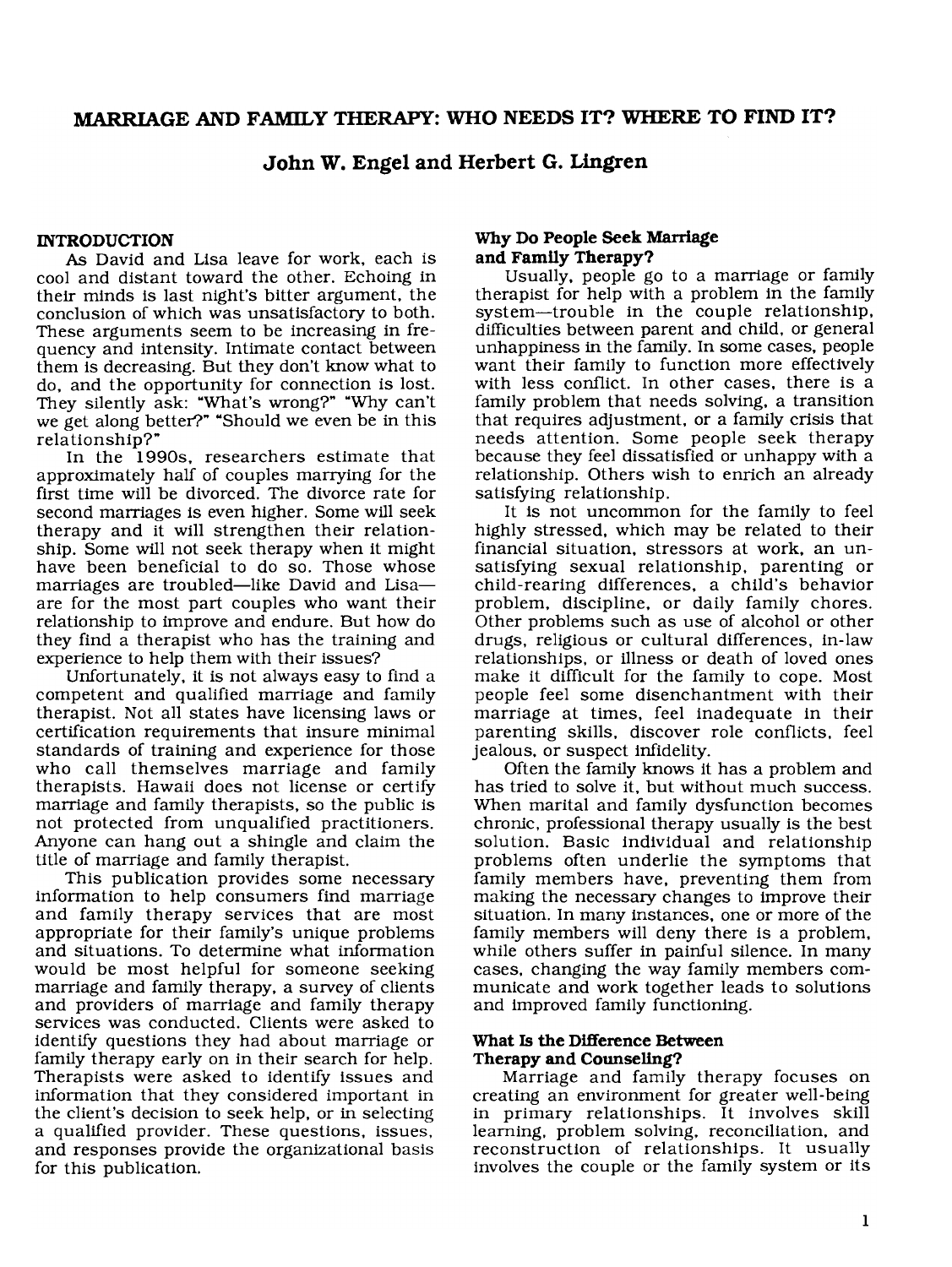# MARRIAGE AND FAMILY THERAPY: WHO NEEDS IT? WHERE TO FIND IT?

## John W. Engel and Herbert G. Lingren

### INTRODUCTION

As David and Lisa leave for work, each is cool and distant toward the other. Echoing in their minds is last night's bitter argument, the conclusion of which was unsatisfactory to both. These arguments seem to be increasing in frequency and intensity. Intimate contact between them is decreasing. But they don't know what to do, and the opportunity for connection is lost. They silently ask: "What's wrong?" "Why can't we get along better?" "Should we even be in this relationship?"

In the 1990s, researchers estimate that approximately half of couples marrying for the first time will be divorced. The divorce rate for second marriages is even higher. Some will seek therapy and it will strengthen their relationship. Some will not seek therapy when it might have been beneficial to do so. Those whose marriages are troubled—like David and Lisa—are for the most part couples who want their relationship to improve and endure. But how do they find a therapist who has the training and experience to help them with their issues?

Unfortunately, it is not always easy to find a competent and qualified marriage and family therapist. Not all states have licensing laws or certification requirements that insure minimal standards of training and experience for those who call themselves marriage and family therapists. Hawaii does not license or certify marriage and family therapists, so the public is not protected from unqualified practitioners. Anyone can hang out a shingle and claim the title of marriage and family therapist.

This publication provides some necessary information to help consumers find marriage and family therapy services that are most appropriate for their family's unique problems and situations. To determine what information would be most helpful for someone seeking marriage and family therapy, a survey of clients and providers of marriage and family therapy services was conducted. Clients were asked to identify questions they had about marriage or family therapy early on in their search for help. Therapists were asked to identify issues and information that they considered important in the client's decision to seek help, or in selecting a qualified provider. These questions, issues, and responses provide the organizational basis for this publication.

### Why Do People Seek Marriage and Family Therapy?

Usually, people go to a marriage or family therapist for help with a problem in the family system—trouble in the couple relationship, difficulties between parent and child, or general unhappiness in the family. In some cases, people want their family to function more effectively with less conflict. In other cases, there is a family problem that needs solving, a transition that requires adjustment, or a family crisis that needs attention. Some people seek therapy because they feel dissatisfied or unhappy with a relationship. Others wish to enrich an already satisfying relationship.

It is not uncommon for the family to feel highly stressed, which may be related to their financial situation, stressors at work, an unsatisfying sexual relationship, parenting or child-rearing differences, a child's behavior problem, discipline, or daily family chores. Other problems such as use of alcohol or other drugs, religious or cultural differences, in-law relationships, or illness or death of loved ones make it difficult for the family to cope. Most people feel some disenchantment with their marriage at times, feel inadequate in their parenting skills, discover role conflicts, feel jealous, or suspect infidelity.

Often the family knows it has a problem and has tried to solve it, but without much success. When marital and family dysfunction becomes chronic, professional therapy usually is the best solution. Basic individual and relationship problems often underlie the symptoms that family members have, preventing them from making the necessary changes to improve their situation. In many instances, one or more of the family members will deny there is a problem, while others suffer in painful silence. In many cases, changing the way family members communicate and work together leads to solutions and improved family functioning.

### What Is the Difference Between Therapy and Counseling?

Marriage and family therapy focuses on creating an environment for greater well-being in primary relationships. It involves skill learning, problem solving, reconciliation, and reconstruction of relationships. It usually involves the couple or the family system or its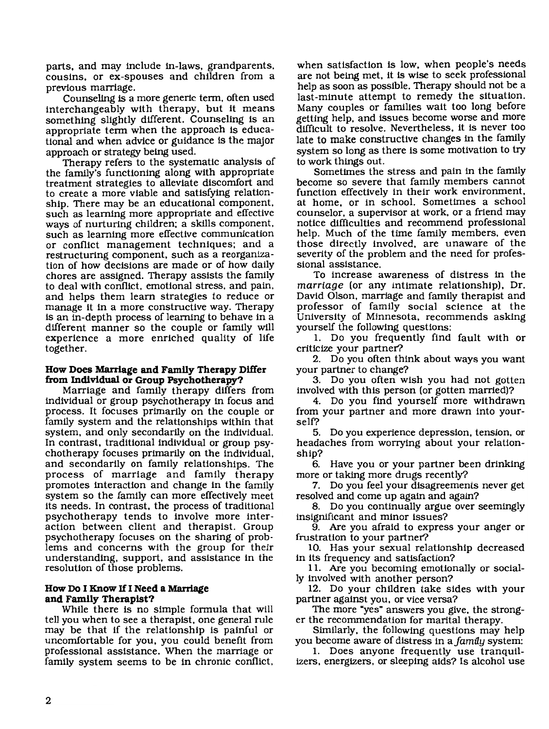parts, and may include in-laws, grandparents, cousins, or ex-spouses and children from a previous marriage.

Counseling is a more generic term, often used interchangeably with therapy, but it means something slightly different. Counseling is an appropriate term when the approach is educational and when advice or guidance is the major approach or strategy being used.

Therapy refers to the systematic analysis of the family's functioning along with appropriate treatment strategies to alleviate discomfort and to create a more viable and satisfying relationship. There may be an educational component, such as learning more appropriate and effective ways of nurturing children; a skills component, such as learning more effective communication or conflict management techniques; and a restructuring component, such as a reorganization of how decisions are made or of how daily chores are assigned. Therapy assists the family to deal with conflict, emotional stress, and pain, and helps them learn strategies to reduce or manage it in a more constructive way. Therapy is an in-depth process of learning to behave in a different manner so the couple or family will experience a more enriched quality of life together.

**How Does Marriage and Family Therapy Differ from Individual or Group Psychotherapy?**

Marriage and family therapy differs from individual or group psychotherapy in focus and process. It focuses primarily on the couple or family system and the relationships within that system, and only secondarily on the individual. In contrast, traditional individual or group psychotherapy focuses primarily on the individual, and secondarily on family relationships. The process of marriage and family therapy promotes interaction and change in the family system so the family can more effectively meet its needs. In contrast, the process of traditional psychotherapy tends to involve more interaction between client and therapist. Group psychotherapy focuses on the sharing of problems and concerns with the group for their understanding, support, and assistance in the resolution of those problems.

**How Do I Know If I Need a Marriage and Family Therapist?**

While there is no simple formula that will tell you when to see a therapist, one general rule may be that if the relationship is painful or uncomfortable for you, you could benefit from professional assistance. When the marriage or family system seems to be in chronic conflict, when satisfaction is low, when people's needs are not being met, it is wise to seek professional help as soon as possible. Therapy should not be a last-minute attempt to remedy the situation. Many couples or families wait too long before getting help, and issues become worse and more difficult to resolve. Nevertheless, it is never too late to make constructive changes in the family system so long as there is some motivation to try to work things out.

Sometimes the stress and pain in the family become so severe that family members cannot function effectively in their work environment, at home, or in school. Sometimes a school counselor, a supervisor at work, or a friend may notice difficulties and recommend professional help. Much of the time family members, even those directly involved, are unaware of the severity of the problem and the need for professional assistance.

To increase awareness of distress in the *marriage* (or any intimate relationship), Dr. David Olson, marriage and family therapist and professor of family social science at the University of Minnesota, recommends asking yourself the following questions:

1. Do you frequently find fault with or criticize your partner?
2. Do you often think about ways you want your partner to change?
3. Do you often wish you had not gotten involved with this person (or gotten married)?
4. Do you find yourself more withdrawn from your partner and more drawn into yourself?
5. Do you experience depression, tension, or headaches from worrying about your relationship?
6. Have you or your partner been drinking more or taking more drugs recently?
7. Do you feel your disagreements never get resolved and come up again and again?
8. Do you continually argue over seemingly insignificant and minor issues?
9. Are you afraid to express your anger or frustration to your partner?
10. Has your sexual relationship decreased in its frequency and satisfaction?
11. Are you becoming emotionally or socially involved with another person?
12. Do your children take sides with your partner against you, or vice versa?

The more "yes" answers you give, the stronger the recommendation for marital therapy.

Similarly, the following questions may help you become aware of distress in a *family* system:

1. Does anyone frequently use tranquilizers, energizers, or sleeping aids? Is alcohol use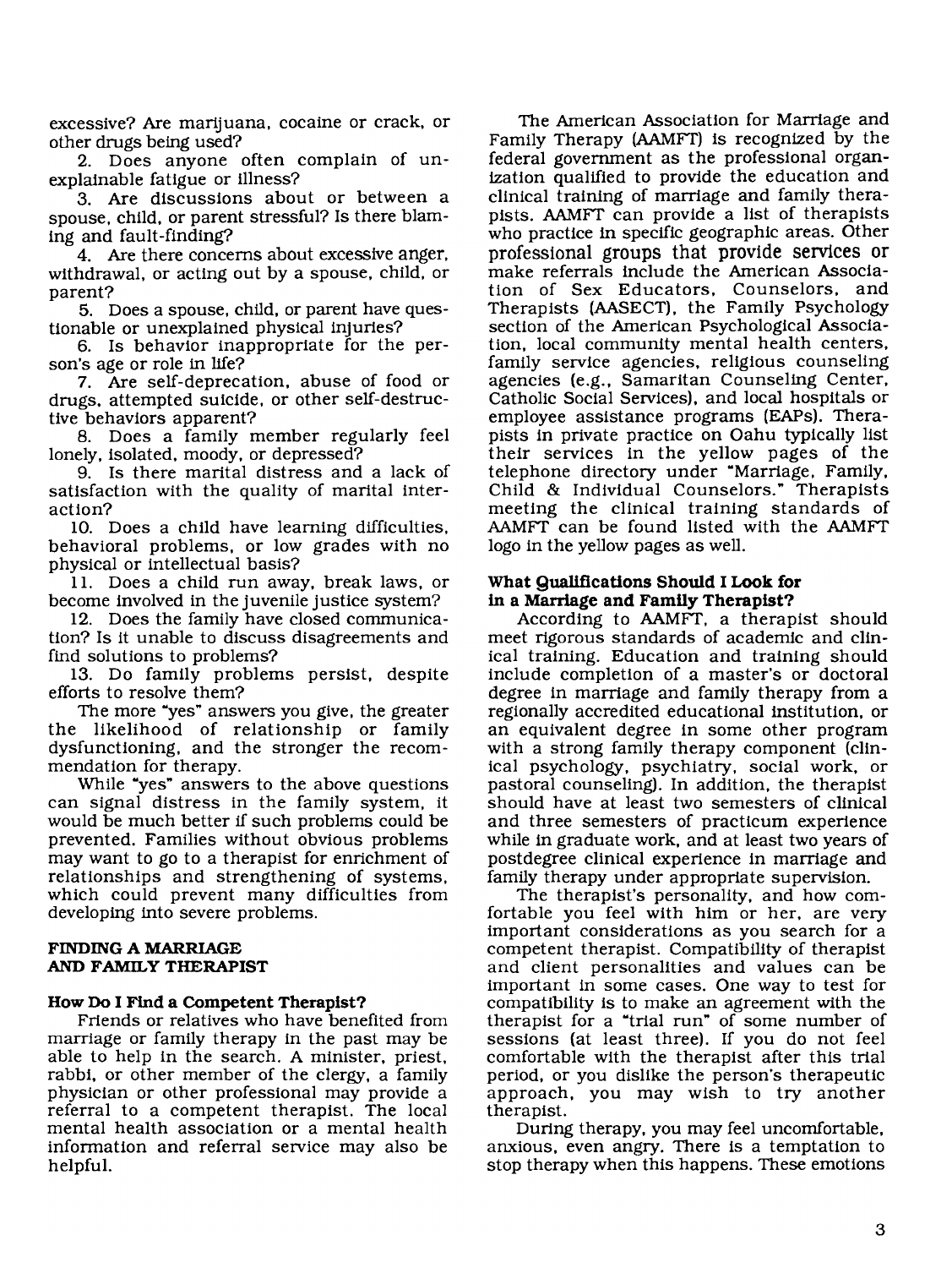excessive? Are marijuana, cocaine or crack, or other drugs being used?

2. Does anyone often complain of unexplainable fatigue or illness?

3. Are discussions about or between a spouse, child, or parent stressful? Is there blaming and fault-finding?

4. Are there concerns about excessive anger, withdrawal, or acting out by a spouse, child, or parent?

5. Does a spouse, child, or parent have questionable or unexplained physical injuries?

6. Is behavior inappropriate for the person's age or role in life?

7. Are self-deprecation, abuse of food or drugs, attempted suicide, or other self-destructive behaviors apparent?

8. Does a family member regularly feel lonely, isolated, moody, or depressed?

9. Is there marital distress and a lack of satisfaction with the quality of marital interaction?

10. Does a child have learning difficulties, behavioral problems, or low grades with no physical or intellectual basis?

11. Does a child run away, break laws, or become involved in the juvenile justice system?

12. Does the family have closed communication? Is it unable to discuss disagreements and find solutions to problems?

13. Do family problems persist, despite efforts to resolve them?

The more "yes" answers you give, the greater the likelihood of relationship or family dysfunctioning, and the stronger the recommendation for therapy.

While "yes" answers to the above questions can signal distress in the family system, it would be much better if such problems could be prevented. Families without obvious problems may want to go to a therapist for enrichment of relationships and strengthening of systems, which could prevent many difficulties from developing into severe problems.

## FINDING A MARRIAGE AND FAMILY THERAPIST

### How Do I Find a Competent Therapist?

Friends or relatives who have benefited from marriage or family therapy in the past may be able to help in the search. A minister, priest, rabbi, or other member of the clergy, a family physician or other professional may provide a referral to a competent therapist. The local mental health association or a mental health information and referral service may also be helpful.

The American Association for Marriage and Family Therapy (AAMFT) is recognized by the federal government as the professional organization qualified to provide the education and clinical training of marriage and family therapists. AAMFT can provide a list of therapists who practice in specific geographic areas. Other professional groups that provide services or make referrals include the American Association of Sex Educators, Counselors, and Therapists (AASECT), the Family Psychology section of the American Psychological Association, local community mental health centers, family service agencies, religious counseling agencies (e.g., Samaritan Counseling Center, Catholic Social Services), and local hospitals or employee assistance programs (EAPs). Therapists in private practice on Oahu typically list their services in the yellow pages of the telephone directory under "Marriage, Family, Child & Individual Counselors." Therapists meeting the clinical training standards of AAMFT can be found listed with the AAMFT logo in the yellow pages as well.

### What Qualifications Should I Look for in a Marriage and Family Therapist?

According to AAMFT, a therapist should meet rigorous standards of academic and clinical training. Education and training should include completion of a master's or doctoral degree in marriage and family therapy from a regionally accredited educational institution, or an equivalent degree in some other program with a strong family therapy component (clinical psychology, psychiatry, social work, or pastoral counseling). In addition, the therapist should have at least two semesters of clinical and three semesters of practicum experience while in graduate work, and at least two years of postdegree clinical experience in marriage and family therapy under appropriate supervision.

The therapist's personality, and how comfortable you feel with him or her, are very important considerations as you search for a competent therapist. Compatibility of therapist and client personalities and values can be important in some cases. One way to test for compatibility is to make an agreement with the therapist for a "trial run" of some number of sessions (at least three). If you do not feel comfortable with the therapist after this trial period, or you dislike the person's therapeutic approach, you may wish to try another therapist.

During therapy, you may feel uncomfortable, anxious, even angry. There is a temptation to stop therapy when this happens. These emotions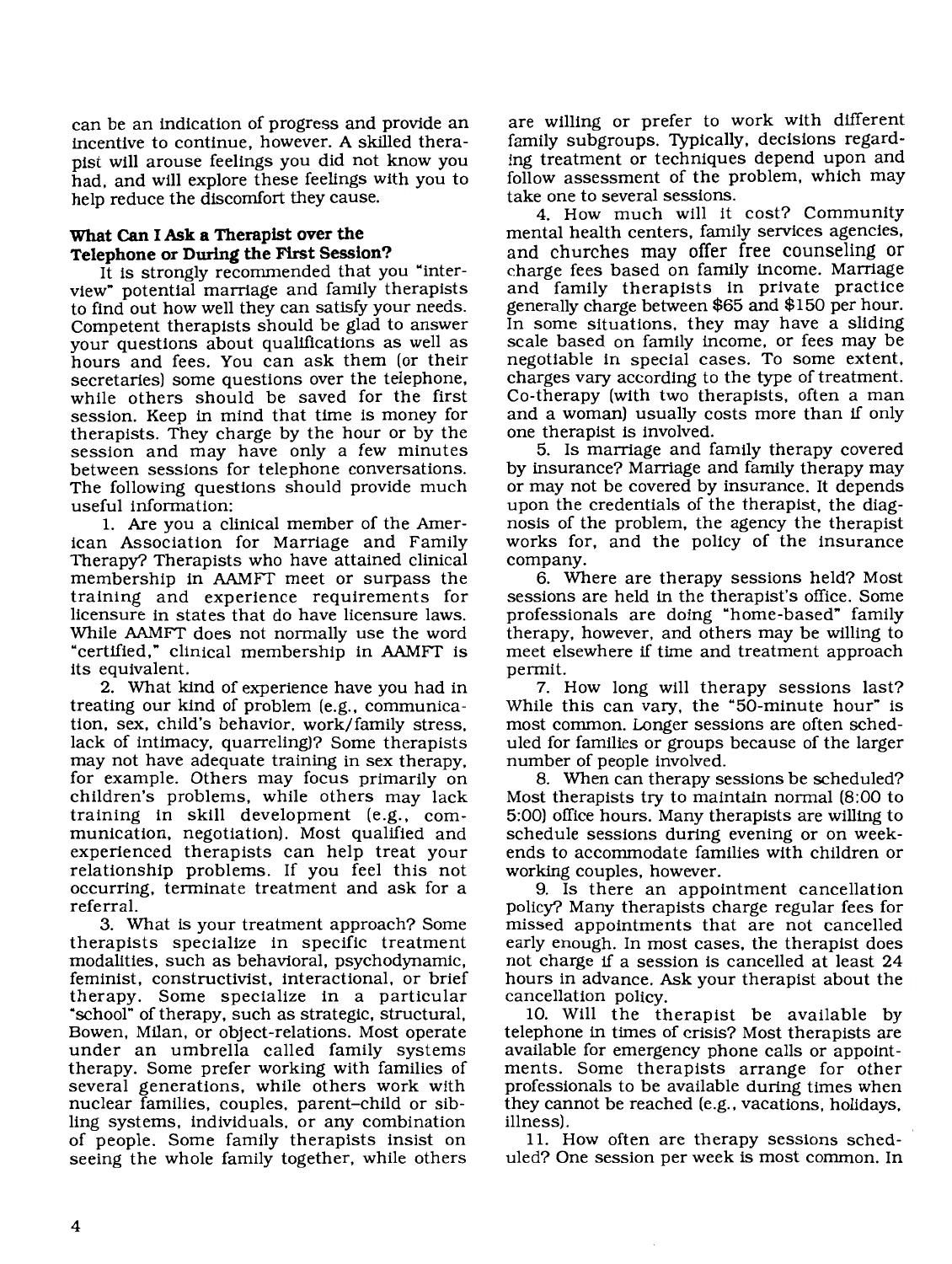can be an indication of progress and provide an incentive to continue, however. A skilled therapist will arouse feelings you did not know you had, and will explore these feelings with you to help reduce the discomfort they cause.

### What Can I Ask a Therapist over the Telephone or During the First Session?

It is strongly recommended that you "interview" potential marriage and family therapists to find out how well they can satisfy your needs. Competent therapists should be glad to answer your questions about qualifications as well as hours and fees. You can ask them (or their secretaries) some questions over the telephone, while others should be saved for the first session. Keep in mind that time is money for therapists. They charge by the hour or by the session and may have only a few minutes between sessions for telephone conversations. The following questions should provide much useful information:

1. Are you a clinical member of the American Association for Marriage and Family Therapy? Therapists who have attained clinical membership in AAMFT meet or surpass the training and experience requirements for licensure in states that do have licensure laws. While AAMFT does not normally use the word "certified," clinical membership in AAMFT is its equivalent.

2. What kind of experience have you had in treating our kind of problem (e.g., communication, sex, child's behavior, work/family stress, lack of intimacy, quarreling)? Some therapists may not have adequate training in sex therapy, for example. Others may focus primarily on children's problems, while others may lack training in skill development (e.g., communication, negotiation). Most qualified and experienced therapists can help treat your relationship problems. If you feel this not occurring, terminate treatment and ask for a referral.

3. What is your treatment approach? Some therapists specialize in specific treatment modalities, such as behavioral, psychodynamic, feminist, constructivist, interactional, or brief therapy. Some specialize in a particular "school" of therapy, such as strategic, structural, Bowen, Milan, or object-relations. Most operate under an umbrella called family systems therapy. Some prefer working with families of several generations, while others work with nuclear families, couples, parent–child or sibling systems, individuals, or any combination of people. Some family therapists insist on seeing the whole family together, while others are willing or prefer to work with different family subgroups. Typically, decisions regarding treatment or techniques depend upon and follow assessment of the problem, which may take one to several sessions.

4. How much will it cost? Community mental health centers, family services agencies, and churches may offer free counseling or charge fees based on family income. Marriage and family therapists in private practice generally charge between $65 and $150 per hour. In some situations, they may have a sliding scale based on family income, or fees may be negotiable in special cases. To some extent, charges vary according to the type of treatment. Co-therapy (with two therapists, often a man and a woman) usually costs more than if only one therapist is involved.

5. Is marriage and family therapy covered by insurance? Marriage and family therapy may or may not be covered by insurance. It depends upon the credentials of the therapist, the diagnosis of the problem, the agency the therapist works for, and the policy of the insurance company.

6. Where are therapy sessions held? Most sessions are held in the therapist's office. Some professionals are doing "home-based" family therapy, however, and others may be willing to meet elsewhere if time and treatment approach permit.

7. How long will therapy sessions last? While this can vary, the "50-minute hour" is most common. Longer sessions are often scheduled for families or groups because of the larger number of people involved.

8. When can therapy sessions be scheduled? Most therapists try to maintain normal (8:00 to 5:00) office hours. Many therapists are willing to schedule sessions during evening or on weekends to accommodate families with children or working couples, however.

9. Is there an appointment cancellation policy? Many therapists charge regular fees for missed appointments that are not cancelled early enough. In most cases, the therapist does not charge if a session is cancelled at least 24 hours in advance. Ask your therapist about the cancellation policy.

10. Will the therapist be available by telephone in times of crisis? Most therapists are available for emergency phone calls or appointments. Some therapists arrange for other professionals to be available during times when they cannot be reached (e.g., vacations, holidays, illness).

11. How often are therapy sessions scheduled? One session per week is most common. In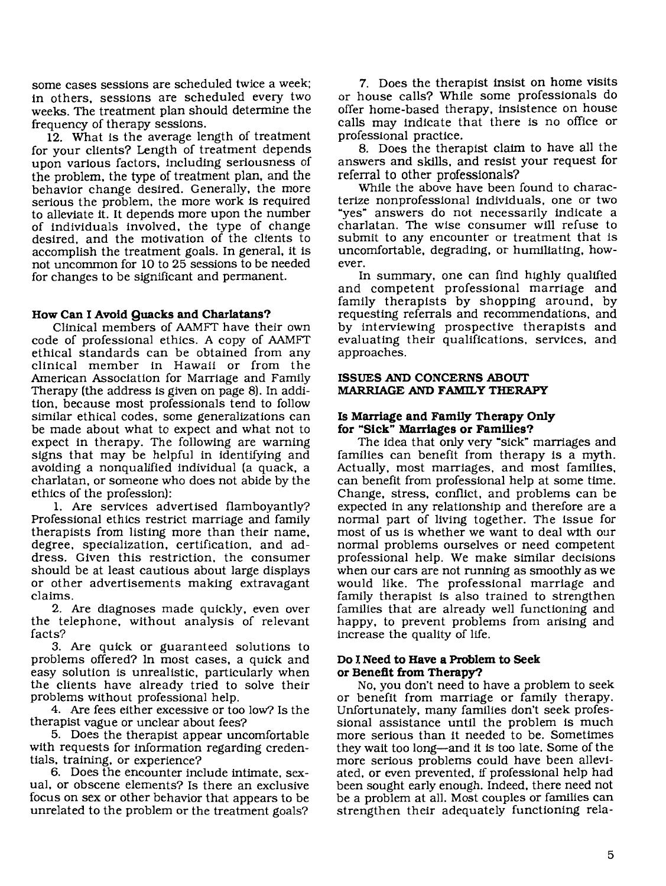some cases sessions are scheduled twice a week; in others, sessions are scheduled every two weeks. The treatment plan should determine the frequency of therapy sessions.

12. What is the average length of treatment for your clients? Length of treatment depends upon various factors, including seriousness of the problem, the type of treatment plan, and the behavior change desired. Generally, the more serious the problem, the more work is required to alleviate it. It depends more upon the number of individuals involved, the type of change desired, and the motivation of the clients to accomplish the treatment goals. In general, it is not uncommon for 10 to 25 sessions to be needed for changes to be significant and permanent.

### How Can I Avoid Quacks and Charlatans?

Clinical members of AAMFT have their own code of professional ethics. A copy of AAMFT ethical standards can be obtained from any clinical member in Hawaii or from the American Association for Marriage and Family Therapy (the address is given on page 8). In addition, because most professionals tend to follow similar ethical codes, some generalizations can be made about what to expect and what not to expect in therapy. The following are warning signs that may be helpful in identifying and avoiding a nonqualified individual (a quack, a charlatan, or someone who does not abide by the ethics of the profession):

1. Are services advertised flamboyantly? Professional ethics restrict marriage and family therapists from listing more than their name, degree, specialization, certification, and address. Given this restriction, the consumer should be at least cautious about large displays or other advertisements making extravagant claims.
2. Are diagnoses made quickly, even over the telephone, without analysis of relevant facts?
3. Are quick or guaranteed solutions to problems offered? In most cases, a quick and easy solution is unrealistic, particularly when the clients have already tried to solve their problems without professional help.
4. Are fees either excessive or too low? Is the therapist vague or unclear about fees?
5. Does the therapist appear uncomfortable with requests for information regarding credentials, training, or experience?
6. Does the encounter include intimate, sexual, or obscene elements? Is there an exclusive focus on sex or other behavior that appears to be unrelated to the problem or the treatment goals?
7. Does the therapist insist on home visits or house calls? While some professionals do offer home-based therapy, insistence on house calls may indicate that there is no office or professional practice.
8. Does the therapist claim to have all the answers and skills, and resist your request for referral to other professionals?

While the above have been found to characterize nonprofessional individuals, one or two "yes" answers do not necessarily indicate a charlatan. The wise consumer will refuse to submit to any encounter or treatment that is uncomfortable, degrading, or humiliating, however.

In summary, one can find highly qualified and competent professional marriage and family therapists by shopping around, by requesting referrals and recommendations, and by interviewing prospective therapists and evaluating their qualifications, services, and approaches.

## ISSUES AND CONCERNS ABOUT MARRIAGE AND FAMILY THERAPY

### Is Marriage and Family Therapy Only for "Sick" Marriages or Families?

The idea that only very "sick" marriages and families can benefit from therapy is a myth. Actually, most marriages, and most families, can benefit from professional help at some time. Change, stress, conflict, and problems can be expected in any relationship and therefore are a normal part of living together. The issue for most of us is whether we want to deal with our normal problems ourselves or need competent professional help. We make similar decisions when our cars are not running as smoothly as we would like. The professional marriage and family therapist is also trained to strengthen families that are already well functioning and happy, to prevent problems from arising and increase the quality of life.

### Do I Need to Have a Problem to Seek or Benefit from Therapy?

No, you don't need to have a problem to seek or benefit from marriage or family therapy. Unfortunately, many families don't seek professional assistance until the problem is much more serious than it needed to be. Sometimes they wait too long—and it is too late. Some of the more serious problems could have been alleviated, or even prevented, if professional help had been sought early enough. Indeed, there need not be a problem at all. Most couples or families can strengthen their adequately functioning rela-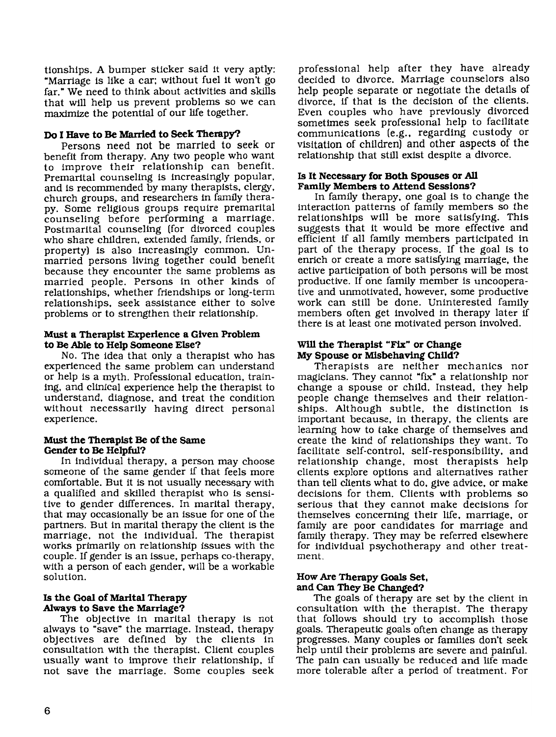tionships. A bumper sticker said it very aptly: "Marriage is like a car; without fuel it won't go far." We need to think about activities and skills that will help us prevent problems so we can maximize the potential of our life together.

### Do I Have to Be Married to Seek Therapy?

Persons need not be married to seek or benefit from therapy. Any two people who want to improve their relationship can benefit. Premarital counseling is increasingly popular, and is recommended by many therapists, clergy, church groups, and researchers in family therapy. Some religious groups require premarital counseling before performing a marriage. Postmarital counseling (for divorced couples who share children, extended family, friends, or property) is also increasingly common. Unmarried persons living together could benefit because they encounter the same problems as married people. Persons in other kinds of relationships, whether friendships or long-term relationships, seek assistance either to solve problems or to strengthen their relationship.

### Must a Therapist Experience a Given Problem to Be Able to Help Someone Else?

No. The idea that only a therapist who has experienced the same problem can understand or help is a myth. Professional education, training, and clinical experience help the therapist to understand, diagnose, and treat the condition without necessarily having direct personal experience.

### Must the Therapist Be of the Same Gender to Be Helpful?

In individual therapy, a person may choose someone of the same gender if that feels more comfortable. But it is not usually necessary with a qualified and skilled therapist who is sensitive to gender differences. In marital therapy, that may occasionally be an issue for one of the partners. But in marital therapy the client is the marriage, not the individual. The therapist works primarily on relationship issues with the couple. If gender is an issue, perhaps co-therapy, with a person of each gender, will be a workable solution.

### Is the Goal of Marital Therapy Always to Save the Marriage?

The objective in marital therapy is not always to "save" the marriage. Instead, therapy objectives are defined by the clients in consultation with the therapist. Client couples usually want to improve their relationship, if not save the marriage. Some couples seek professional help after they have already decided to divorce. Marriage counselors also help people separate or negotiate the details of divorce, if that is the decision of the clients. Even couples who have previously divorced sometimes seek professional help to facilitate communications (e.g., regarding custody or visitation of children) and other aspects of the relationship that still exist despite a divorce.

### Is It Necessary for Both Spouses or All Family Members to Attend Sessions?

In family therapy, one goal is to change the interaction patterns of family members so the relationships will be more satisfying. This suggests that it would be more effective and efficient if all family members participated in part of the therapy process. If the goal is to enrich or create a more satisfying marriage, the active participation of both persons will be most productive. If one family member is uncooperative and unmotivated, however, some productive work can still be done. Uninterested family members often get involved in therapy later if there is at least one motivated person involved.

### Will the Therapist "Fix" or Change My Spouse or Misbehaving Child?

Therapists are neither mechanics nor magicians. They cannot "fix" a relationship nor change a spouse or child. Instead, they help people change themselves and their relationships. Although subtle, the distinction is important because, in therapy, the clients are learning how to take charge of themselves and create the kind of relationships they want. To facilitate self-control, self-responsibility, and relationship change, most therapists help clients explore options and alternatives rather than tell clients what to do, give advice, or make decisions for them. Clients with problems so serious that they cannot make decisions for themselves concerning their life, marriage, or family are poor candidates for marriage and family therapy. They may be referred elsewhere for individual psychotherapy and other treatment.

### How Are Therapy Goals Set, and Can They Be Changed?

The goals of therapy are set by the client in consultation with the therapist. The therapy that follows should try to accomplish those goals. Therapeutic goals often change as therapy progresses. Many couples or families don't seek help until their problems are severe and painful. The pain can usually be reduced and life made more tolerable after a period of treatment. For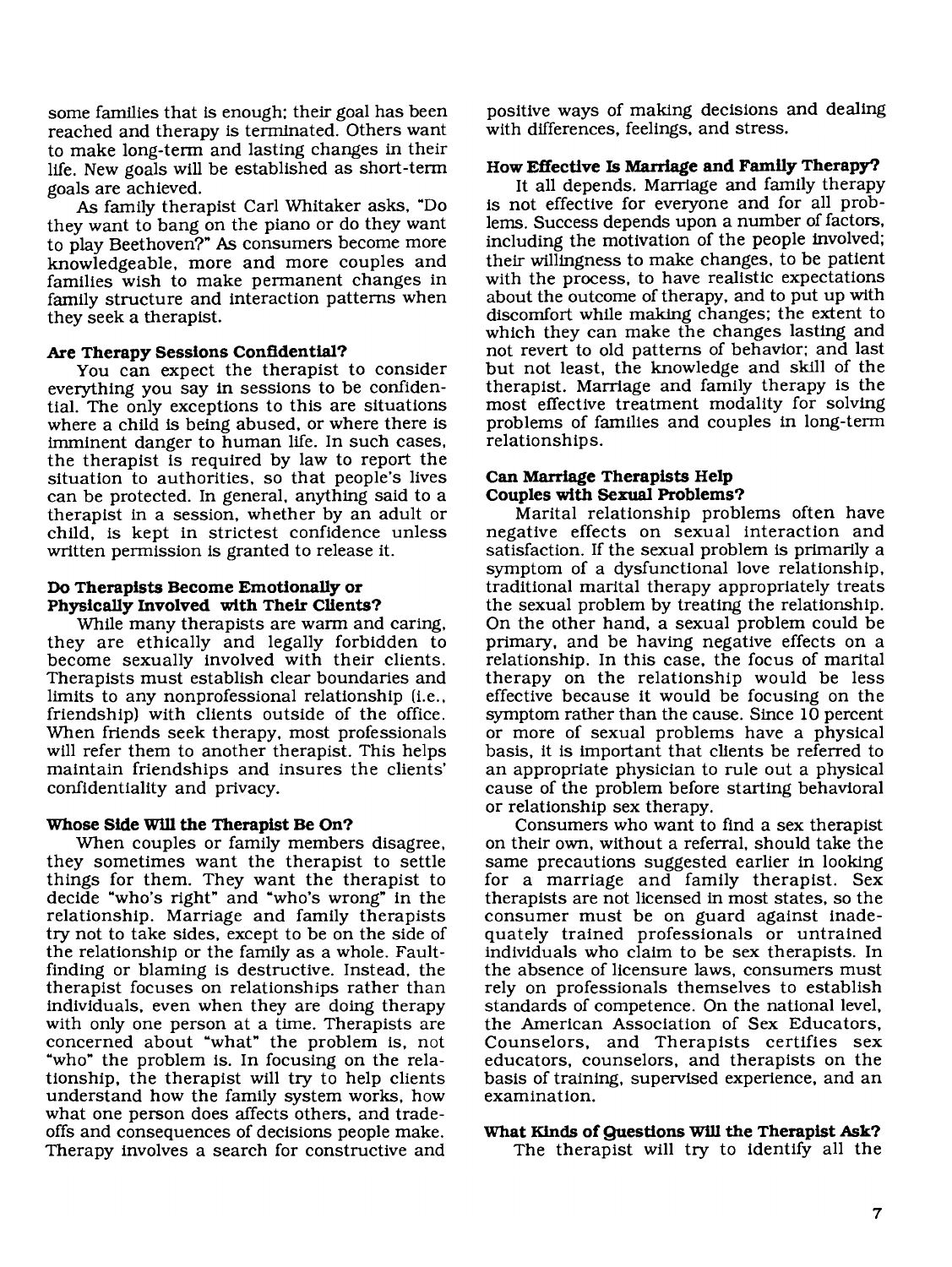some families that is enough; their goal has been reached and therapy is terminated. Others want to make long-term and lasting changes in their life. New goals will be established as short-term goals are achieved.

As family therapist Carl Whitaker asks, "Do they want to bang on the piano or do they want to play Beethoven?" As consumers become more knowledgeable, more and more couples and families wish to make permanent changes in family structure and interaction patterns when they seek a therapist.

### Are Therapy Sessions Confidential?

You can expect the therapist to consider everything you say in sessions to be confidential. The only exceptions to this are situations where a child is being abused, or where there is imminent danger to human life. In such cases, the therapist is required by law to report the situation to authorities, so that people's lives can be protected. In general, anything said to a therapist in a session, whether by an adult or child, is kept in strictest confidence unless written permission is granted to release it.

### Do Therapists Become Emotionally or Physically Involved with Their Clients?

While many therapists are warm and caring, they are ethically and legally forbidden to become sexually involved with their clients. Therapists must establish clear boundaries and limits to any nonprofessional relationship (i.e., friendship) with clients outside of the office. When friends seek therapy, most professionals will refer them to another therapist. This helps maintain friendships and insures the clients' confidentiality and privacy.

### Whose Side Will the Therapist Be On?

When couples or family members disagree, they sometimes want the therapist to settle things for them. They want the therapist to decide "who's right" and "who's wrong" in the relationship. Marriage and family therapists try not to take sides, except to be on the side of the relationship or the family as a whole. Fault-finding or blaming is destructive. Instead, the therapist focuses on relationships rather than individuals, even when they are doing therapy with only one person at a time. Therapists are concerned about "what" the problem is, not "who" the problem is. In focusing on the relationship, the therapist will try to help clients understand how the family system works, how what one person does affects others, and trade-offs and consequences of decisions people make. Therapy involves a search for constructive and positive ways of making decisions and dealing with differences, feelings, and stress.

### How Effective Is Marriage and Family Therapy?

It all depends. Marriage and family therapy is not effective for everyone and for all problems. Success depends upon a number of factors, including the motivation of the people involved; their willingness to make changes, to be patient with the process, to have realistic expectations about the outcome of therapy, and to put up with discomfort while making changes; the extent to which they can make the changes lasting and not revert to old patterns of behavior; and last but not least, the knowledge and skill of the therapist. Marriage and family therapy is the most effective treatment modality for solving problems of families and couples in long-term relationships.

### Can Marriage Therapists Help Couples with Sexual Problems?

Marital relationship problems often have negative effects on sexual interaction and satisfaction. If the sexual problem is primarily a symptom of a dysfunctional love relationship, traditional marital therapy appropriately treats the sexual problem by treating the relationship. On the other hand, a sexual problem could be primary, and be having negative effects on a relationship. In this case, the focus of marital therapy on the relationship would be less effective because it would be focusing on the symptom rather than the cause. Since 10 percent or more of sexual problems have a physical basis, it is important that clients be referred to an appropriate physician to rule out a physical cause of the problem before starting behavioral or relationship sex therapy.

Consumers who want to find a sex therapist on their own, without a referral, should take the same precautions suggested earlier in looking for a marriage and family therapist. Sex therapists are not licensed in most states, so the consumer must be on guard against inadequately trained professionals or untrained individuals who claim to be sex therapists. In the absence of licensure laws, consumers must rely on professionals themselves to establish standards of competence. On the national level, the American Association of Sex Educators, Counselors, and Therapists certifies sex educators, counselors, and therapists on the basis of training, supervised experience, and an examination.

### What Kinds of Questions Will the Therapist Ask?

The therapist will try to identify all the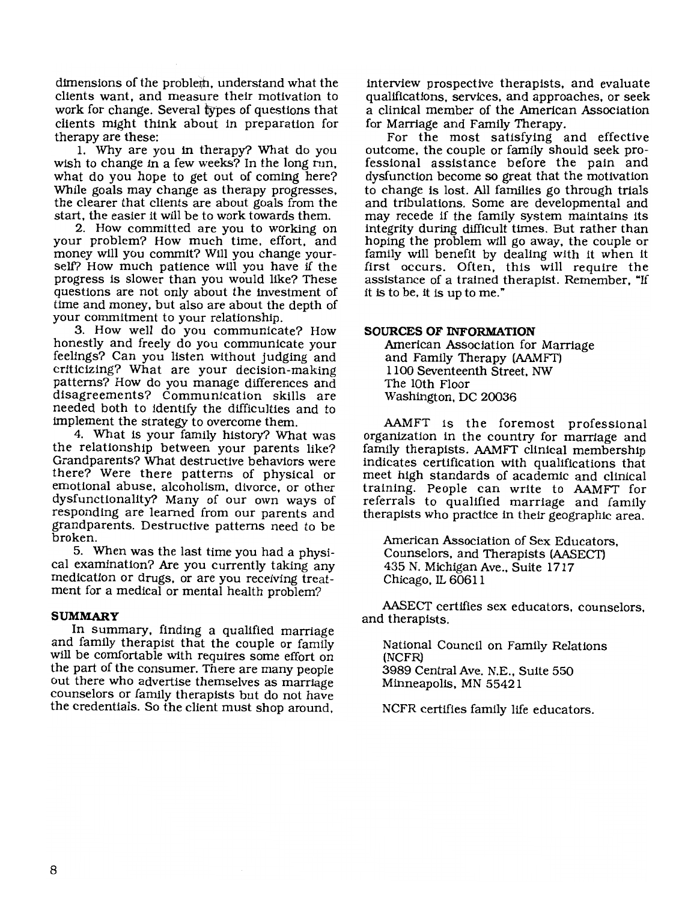dimensions of the problem, understand what the clients want, and measure their motivation to work for change. Several types of questions that clients might think about in preparation for therapy are these:

1. Why are you in therapy? What do you wish to change in a few weeks? In the long run, what do you hope to get out of coming here? While goals may change as therapy progresses, the clearer that clients are about goals from the start, the easier it will be to work towards them.

2. How committed are you to working on your problem? How much time, effort, and money will you commit? Will you change yourself? How much patience will you have if the progress is slower than you would like? These questions are not only about the investment of time and money, but also are about the depth of your commitment to your relationship.

3. How well do you communicate? How honestly and freely do you communicate your feelings? Can you listen without judging and criticizing? What are your decision-making patterns? How do you manage differences and disagreements? Communication skills are needed both to identify the difficulties and to implement the strategy to overcome them.

4. What is your family history? What was the relationship between your parents like? Grandparents? What destructive behaviors were there? Were there patterns of physical or emotional abuse, alcoholism, divorce, or other dysfunctionality? Many of our own ways of responding are learned from our parents and grandparents. Destructive patterns need to be broken.

5. When was the last time you had a physical examination? Are you currently taking any medication or drugs, or are you receiving treatment for a medical or mental health problem?

## SUMMARY

In summary, finding a qualified marriage and family therapist that the couple or family will be comfortable with requires some effort on the part of the consumer. There are many people out there who advertise themselves as marriage counselors or family therapists but do not have the credentials. So the client must shop around, interview prospective therapists, and evaluate qualifications, services, and approaches, or seek a clinical member of the American Association for Marriage and Family Therapy.

For the most satisfying and effective outcome, the couple or family should seek professional assistance before the pain and dysfunction become so great that the motivation to change is lost. All families go through trials and tribulations. Some are developmental and may recede if the family system maintains its integrity during difficult times. But rather than hoping the problem will go away, the couple or family will benefit by dealing with it when it first occurs. Often, this will require the assistance of a trained therapist. Remember, "If it is to be, it is up to me."

## SOURCES OF INFORMATION

American Association for Marriage and Family Therapy (AAMFT)
1100 Seventeenth Street, NW
The 10th Floor
Washington, DC 20036

AAMFT is the foremost professional organization in the country for marriage and family therapists. AAMFT clinical membership indicates certification with qualifications that meet high standards of academic and clinical training. People can write to AAMFT for referrals to qualified marriage and family therapists who practice in their geographic area.

American Association of Sex Educators, Counselors, and Therapists (AASECT)
435 N. Michigan Ave., Suite 1717
Chicago, IL 60611

AASECT certifies sex educators, counselors, and therapists.

National Council on Family Relations (NCFR)
3989 Central Ave. N.E., Suite 550
Minneapolis, MN 55421

NCFR certifies family life educators.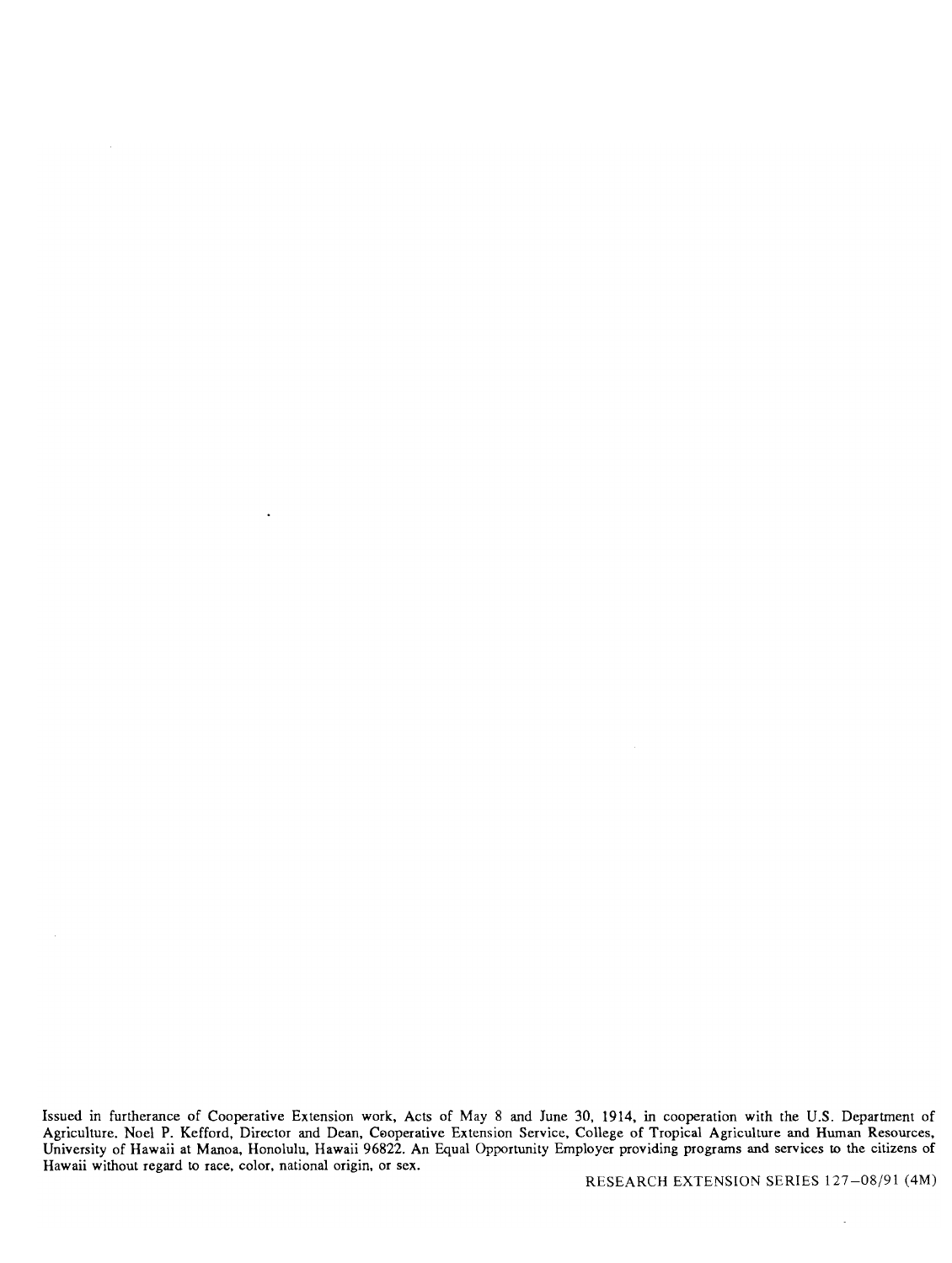Issued in furtherance of Cooperative Extension work, Acts of May 8 and June 30, 1914, in cooperation with the U.S. Department of Agriculture. Noel P. Kefford, Director and Dean, Cooperative Extension Service, College of Tropical Agriculture and Human Resources, University of Hawaii at Manoa, Honolulu, Hawaii 96822. An Equal Opportunity Employer providing programs and services to the citizens of Hawaii without regard to race, color, national origin, or sex.

RESEARCH EXTENSION SERIES 127–08/91 (4M)